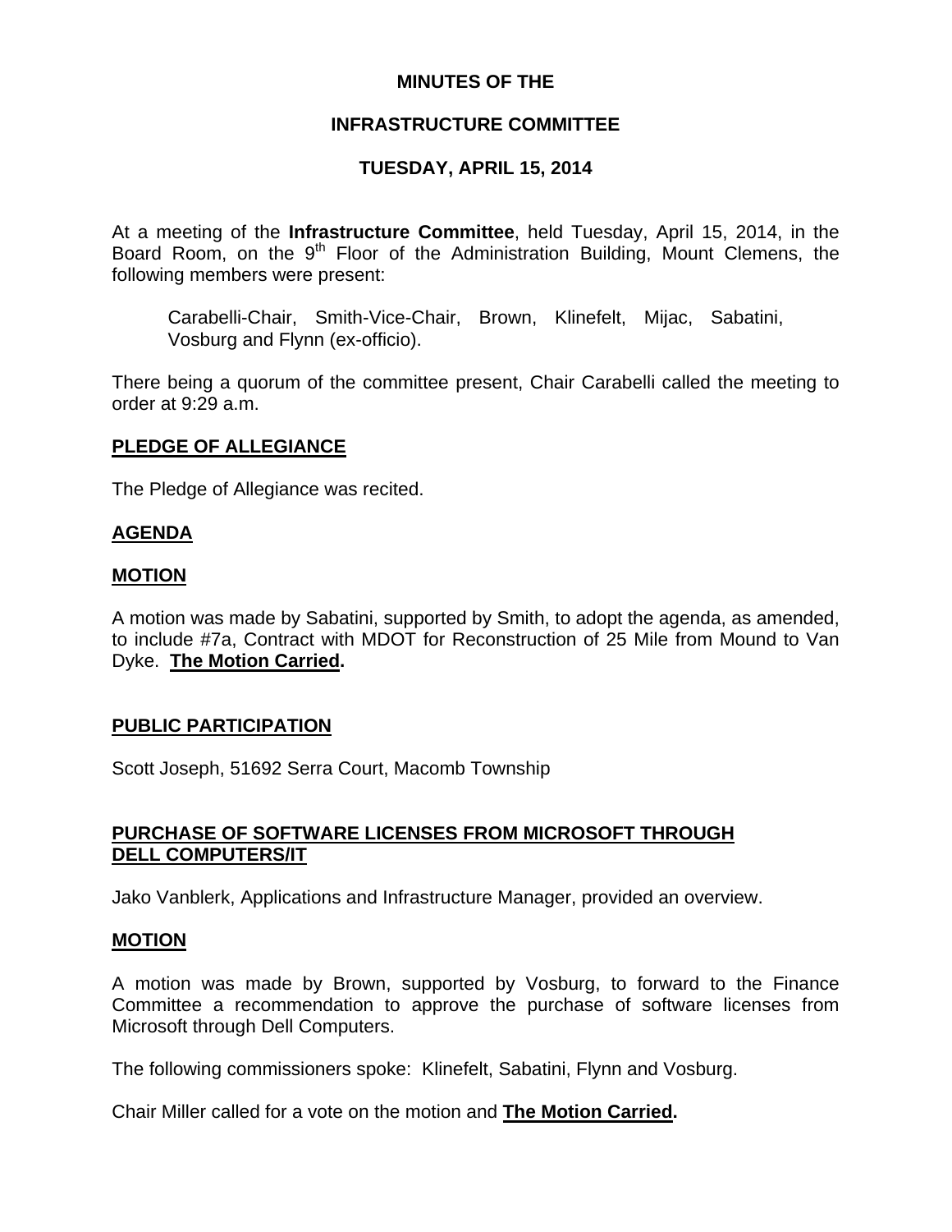# MINUTES OF THE

# INFRASTRUCTURE COMMITTEE

# TUESDAY, APRIL 15, 2014

At a meeting of the **Infrastructure Committee**, held Tuesday, April 15, 2014, in the Board Room, on the 9th Floor of the Administration Building, Mount Clemens, the following members were present:

> Carabelli-Chair, Smith-Vice-Chair, Brown, Klinefelt, Mijac, Sabatini, Vosburg and Flynn (ex-officio).

There being a quorum of the committee present, Chair Carabelli called the meeting to order at 9:29 a.m.

## PLEDGE OF ALLEGIANCE

The Pledge of Allegiance was recited.

## AGENDA

### MOTION

A motion was made by Sabatini, supported by Smith, to adopt the agenda, as amended, to include #7a, Contract with MDOT for Reconstruction of 25 Mile from Mound to Van Dyke. **The Motion Carried.**

## PUBLIC PARTICIPATION

Scott Joseph, 51692 Serra Court, Macomb Township

## PURCHASE OF SOFTWARE LICENSES FROM MICROSOFT THROUGH DELL COMPUTERS/IT

Jako Vanblerk, Applications and Infrastructure Manager, provided an overview.

### MOTION

A motion was made by Brown, supported by Vosburg, to forward to the Finance Committee a recommendation to approve the purchase of software licenses from Microsoft through Dell Computers.

The following commissioners spoke: Klinefelt, Sabatini, Flynn and Vosburg.

Chair Miller called for a vote on the motion and **The Motion Carried.**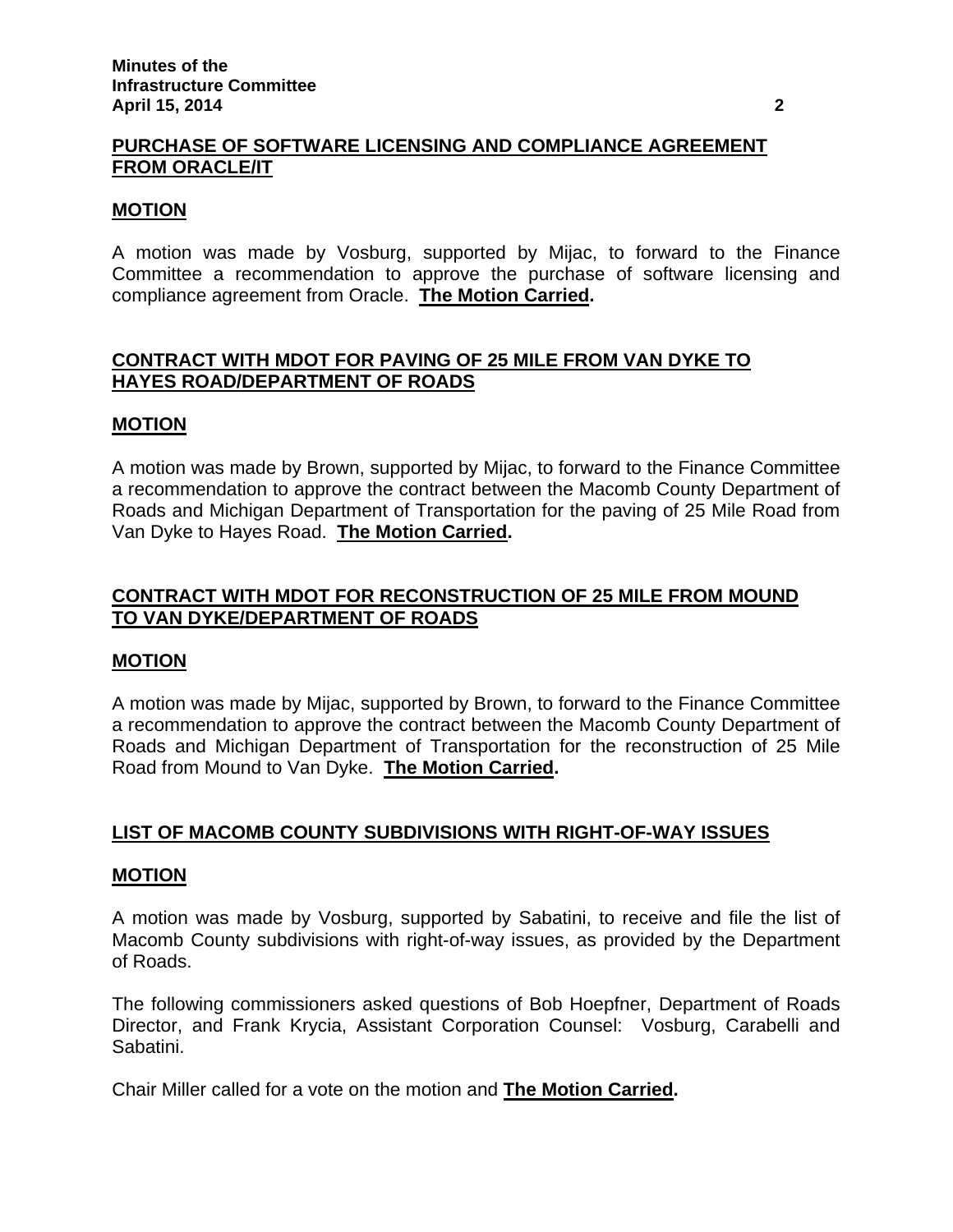## PURCHASE OF SOFTWARE LICENSING AND COMPLIANCE AGREEMENT FROM ORACLE/IT

### MOTION

A motion was made by Vosburg, supported by Mijac, to forward to the Finance Committee a recommendation to approve the purchase of software licensing and compliance agreement from Oracle. **The Motion Carried.**

## CONTRACT WITH MDOT FOR PAVING OF 25 MILE FROM VAN DYKE TO HAYES ROAD/DEPARTMENT OF ROADS

### MOTION

A motion was made by Brown, supported by Mijac, to forward to the Finance Committee a recommendation to approve the contract between the Macomb County Department of Roads and Michigan Department of Transportation for the paving of 25 Mile Road from Van Dyke to Hayes Road. **The Motion Carried.**

## CONTRACT WITH MDOT FOR RECONSTRUCTION OF 25 MILE FROM MOUND TO VAN DYKE/DEPARTMENT OF ROADS

### MOTION

A motion was made by Mijac, supported by Brown, to forward to the Finance Committee a recommendation to approve the contract between the Macomb County Department of Roads and Michigan Department of Transportation for the reconstruction of 25 Mile Road from Mound to Van Dyke. **The Motion Carried.**

## LIST OF MACOMB COUNTY SUBDIVISIONS WITH RIGHT-OF-WAY ISSUES

### MOTION

A motion was made by Vosburg, supported by Sabatini, to receive and file the list of Macomb County subdivisions with right-of-way issues, as provided by the Department of Roads.

The following commissioners asked questions of Bob Hoepfner, Department of Roads Director, and Frank Krycia, Assistant Corporation Counsel: Vosburg, Carabelli and Sabatini.

Chair Miller called for a vote on the motion and **The Motion Carried.**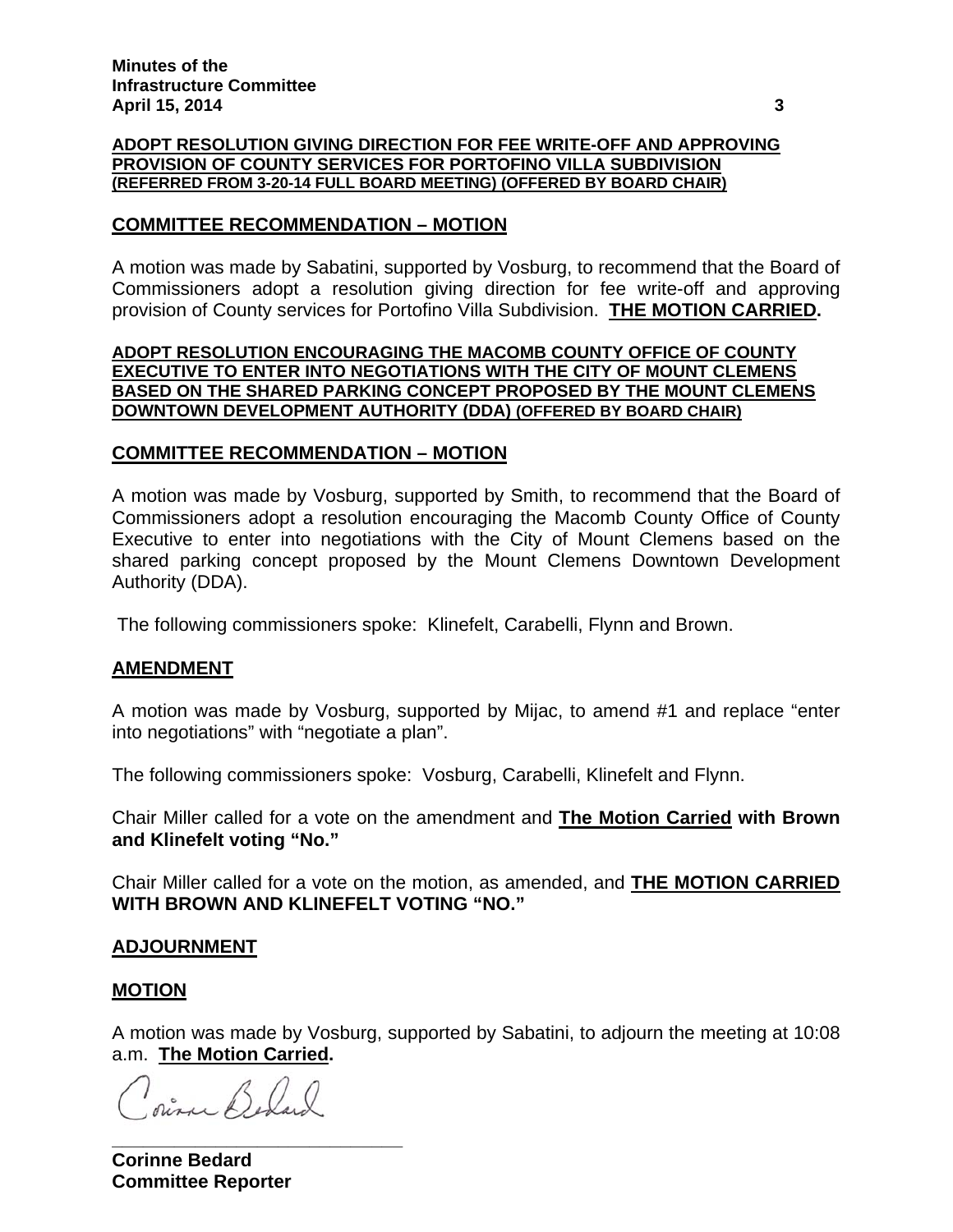**ADOPT RESOLUTION GIVING DIRECTION FOR FEE WRITE-OFF AND APPROVING PROVISION OF COUNTY SERVICES FOR PORTOFINO VILLA SUBDIVISION (REFERRED FROM 3-20-14 FULL BOARD MEETING) (OFFERED BY BOARD CHAIR)**

**COMMITTEE RECOMMENDATION – MOTION**

A motion was made by Sabatini, supported by Vosburg, to recommend that the Board of Commissioners adopt a resolution giving direction for fee write-off and approving provision of County services for Portofino Villa Subdivision. **THE MOTION CARRIED.**

**ADOPT RESOLUTION ENCOURAGING THE MACOMB COUNTY OFFICE OF COUNTY EXECUTIVE TO ENTER INTO NEGOTIATIONS WITH THE CITY OF MOUNT CLEMENS BASED ON THE SHARED PARKING CONCEPT PROPOSED BY THE MOUNT CLEMENS DOWNTOWN DEVELOPMENT AUTHORITY (DDA) (OFFERED BY BOARD CHAIR)**

**COMMITTEE RECOMMENDATION – MOTION**

A motion was made by Vosburg, supported by Smith, to recommend that the Board of Commissioners adopt a resolution encouraging the Macomb County Office of County Executive to enter into negotiations with the City of Mount Clemens based on the shared parking concept proposed by the Mount Clemens Downtown Development Authority (DDA).

The following commissioners spoke: Klinefelt, Carabelli, Flynn and Brown.

**AMENDMENT**

A motion was made by Vosburg, supported by Mijac, to amend #1 and replace "enter into negotiations" with "negotiate a plan".

The following commissioners spoke: Vosburg, Carabelli, Klinefelt and Flynn.

Chair Miller called for a vote on the amendment and **The Motion Carried with Brown and Klinefelt voting "No."**

Chair Miller called for a vote on the motion, as amended, and **THE MOTION CARRIED WITH BROWN AND KLINEFELT VOTING "NO."**

**ADJOURNMENT**

**MOTION**

A motion was made by Vosburg, supported by Sabatini, to adjourn the meeting at 10:08 a.m. **The Motion Carried.**

Corinne Bedard

**Corinne Bedard**
**Committee Reporter**